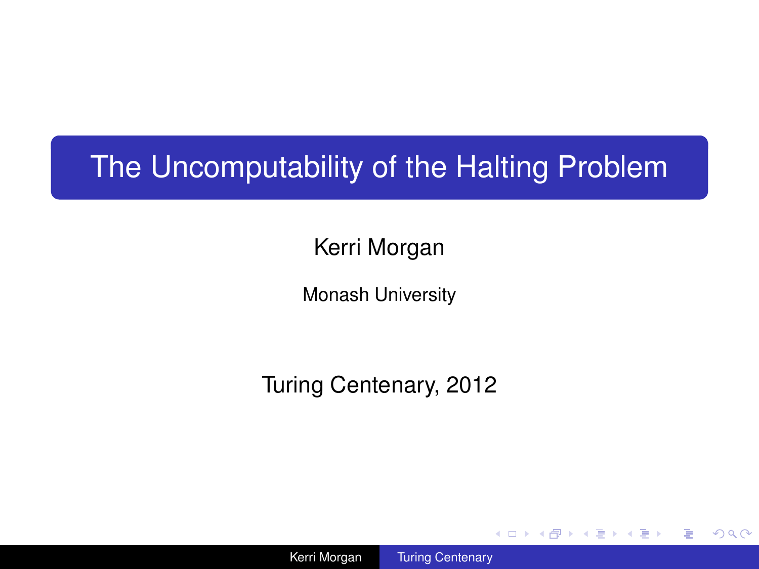# The Uncomputability of the Halting Problem

Kerri Morgan

Monash University

Turing Centenary, 2012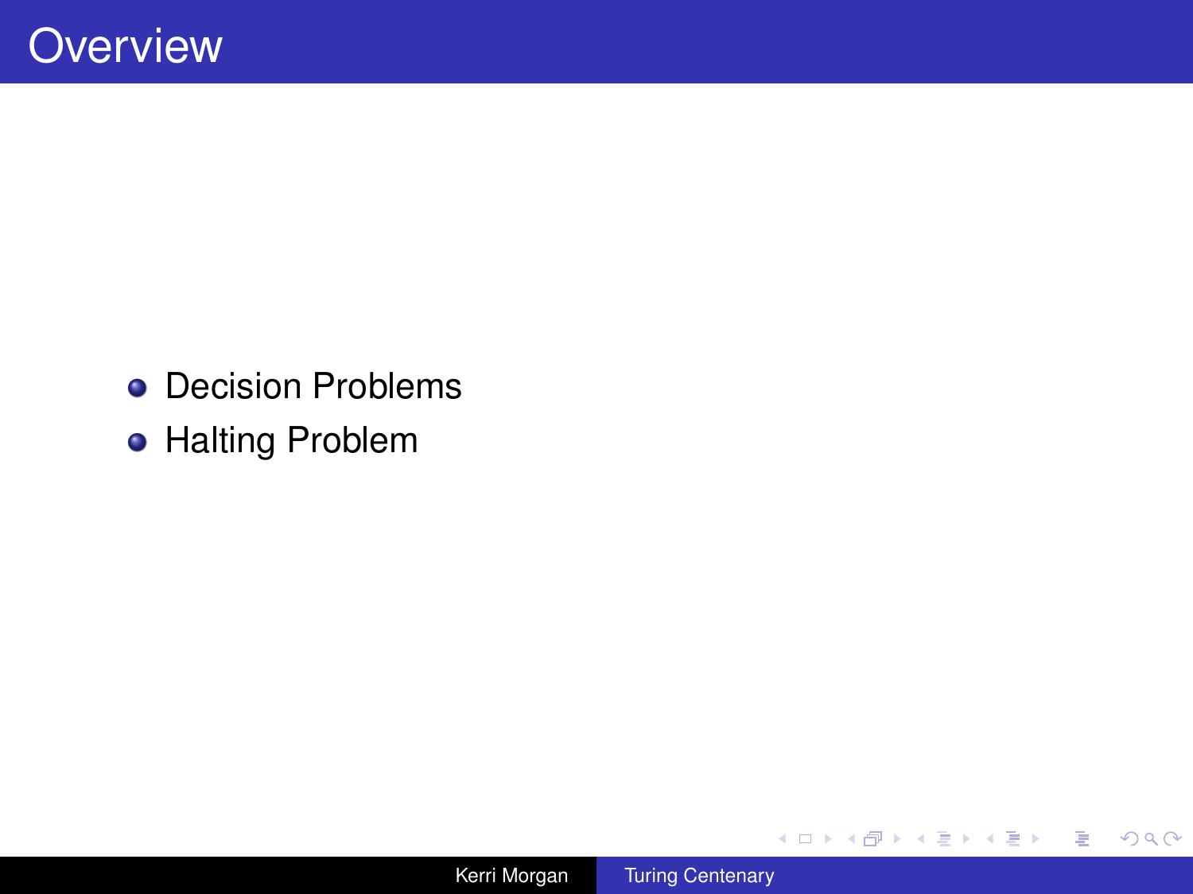# Overview

- Decision Problems
- Halting Problem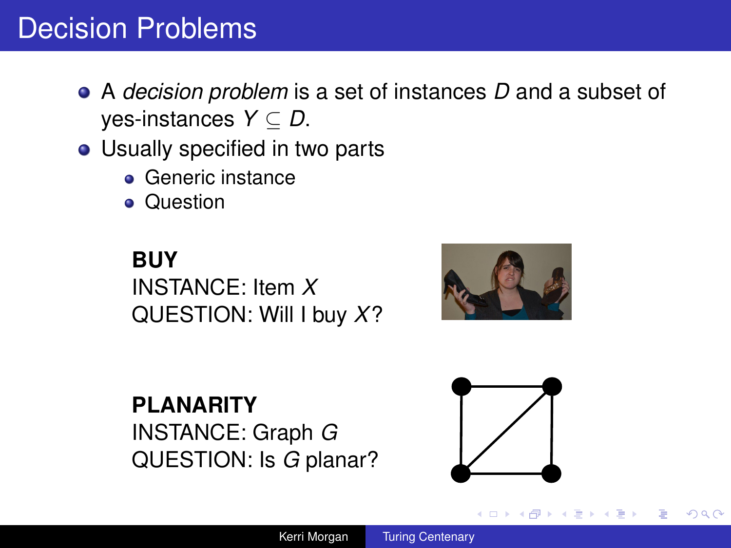# Decision Problems

- A *decision problem* is a set of instances $D$ and a subset of yes-instances $Y \subseteq D$.
- Usually specified in two parts
  - Generic instance
  - Question

**BUY**
INSTANCE: Item $X$
QUESTION: Will I buy $X$?

**PLANARITY**
INSTANCE: Graph $G$
QUESTION: Is $G$ planar?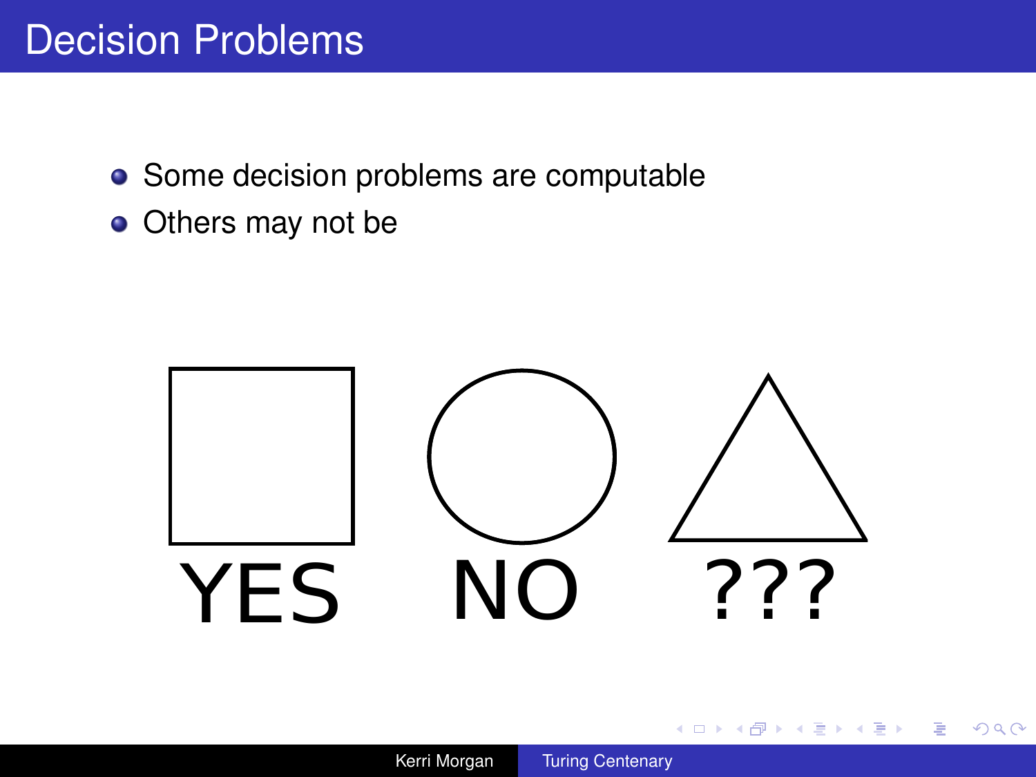# Decision Problems

- Some decision problems are computable
- Others may not be

YES NO ???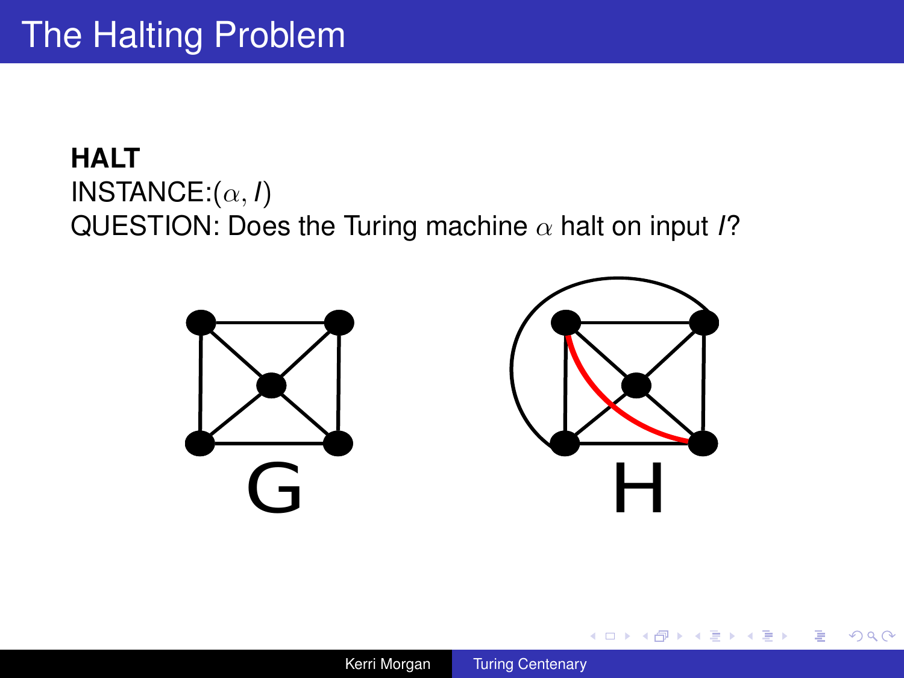# The Halting Problem

**HALT**
INSTANCE:$(\alpha, I)$
QUESTION: Does the Turing machine $\alpha$ halt on input $I$?

G

H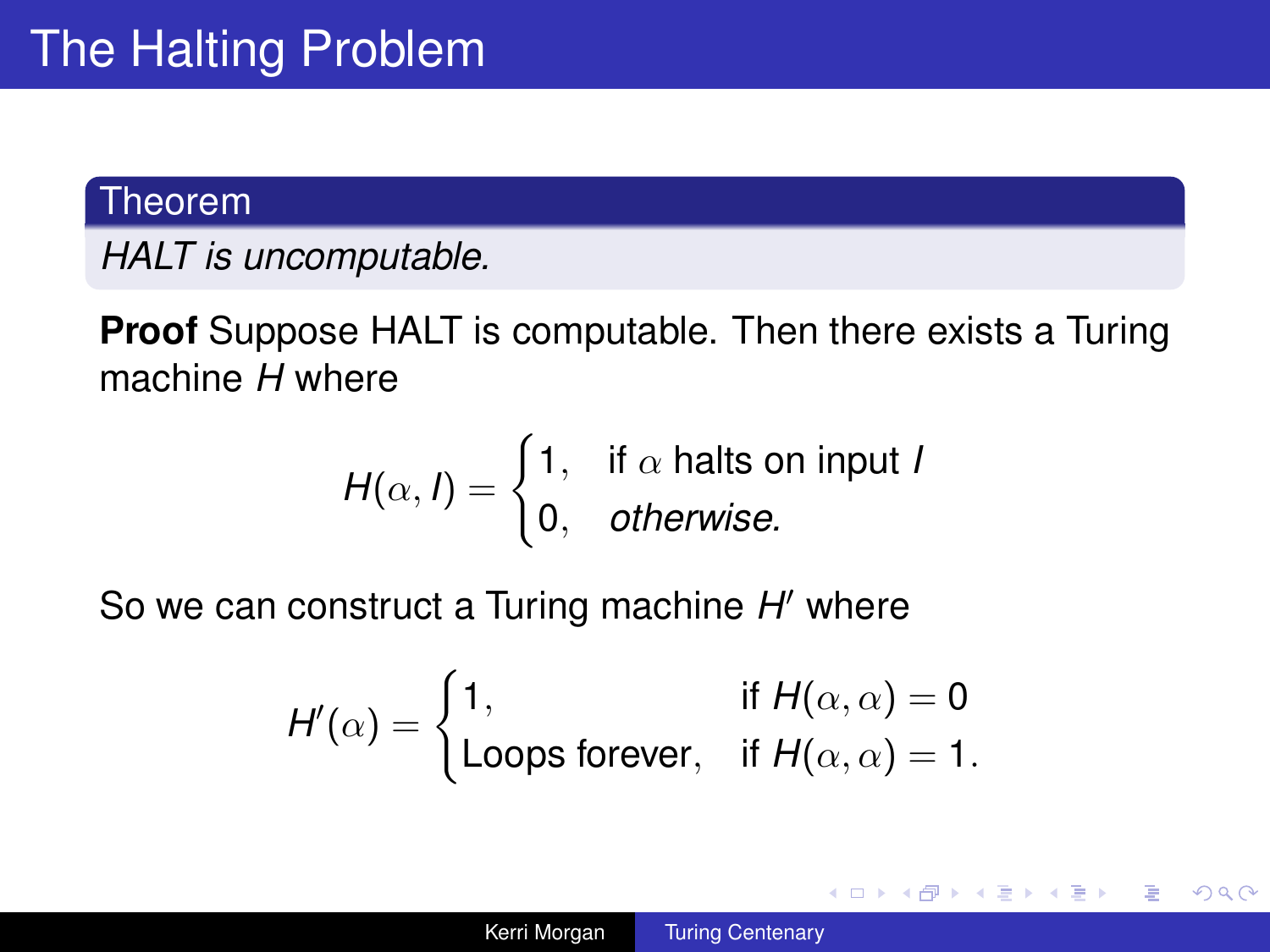# The Halting Problem

**Theorem**

*HALT is uncomputable.*

**Proof** Suppose HALT is computable. Then there exists a Turing machine $H$ where

$$H(\alpha, I) = \begin{cases} 1, & \text{if } \alpha \text{ halts on input } I \\ 0, & \textit{otherwise.} \end{cases}$$

So we can construct a Turing machine $H'$ where

$$H'(\alpha) = \begin{cases} 1, & \text{if } H(\alpha, \alpha) = 0 \\ \text{Loops forever}, & \text{if } H(\alpha, \alpha) = 1. \end{cases}$$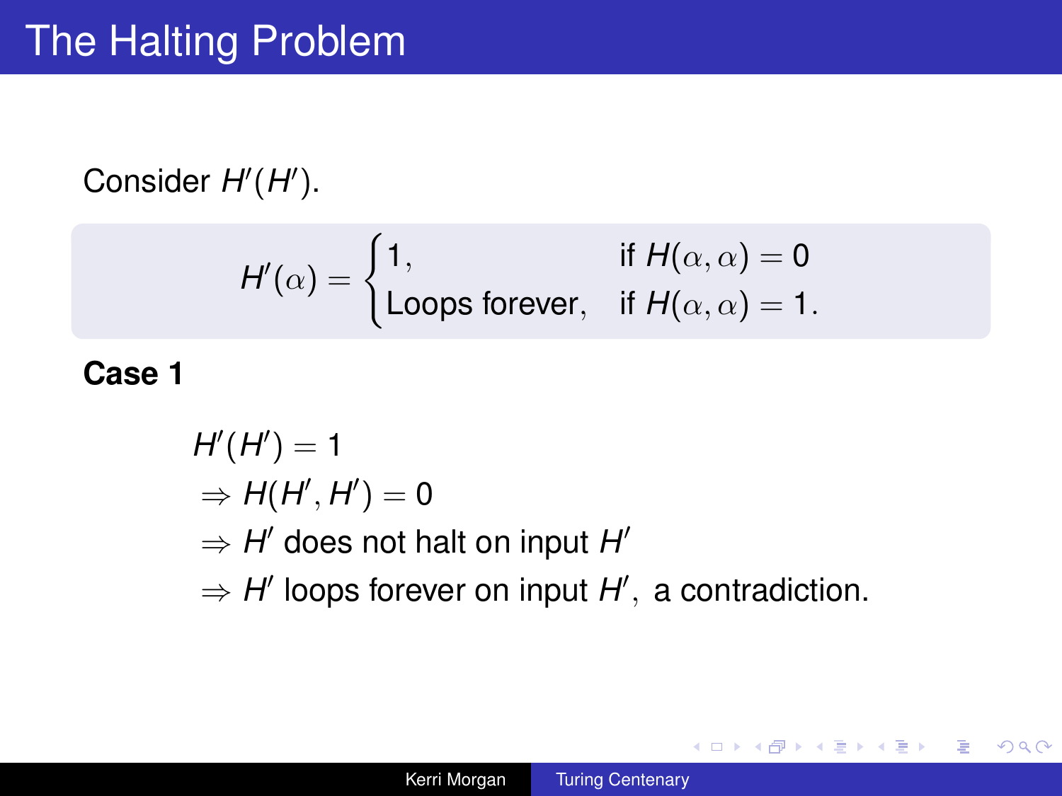# The Halting Problem

Consider $H'(H')$.

$$H'(\alpha) = \begin{cases} 1, & \text{if } H(\alpha, \alpha) = 0 \\ \text{Loops forever}, & \text{if } H(\alpha, \alpha) = 1. \end{cases}$$

**Case 1**

$$\begin{aligned} & H'(H') = 1 \\ & \Rightarrow H(H', H') = 0 \\ & \Rightarrow H' \text{ does not halt on input } H' \\ & \Rightarrow H' \text{ loops forever on input } H', \text{ a contradiction.} \end{aligned}$$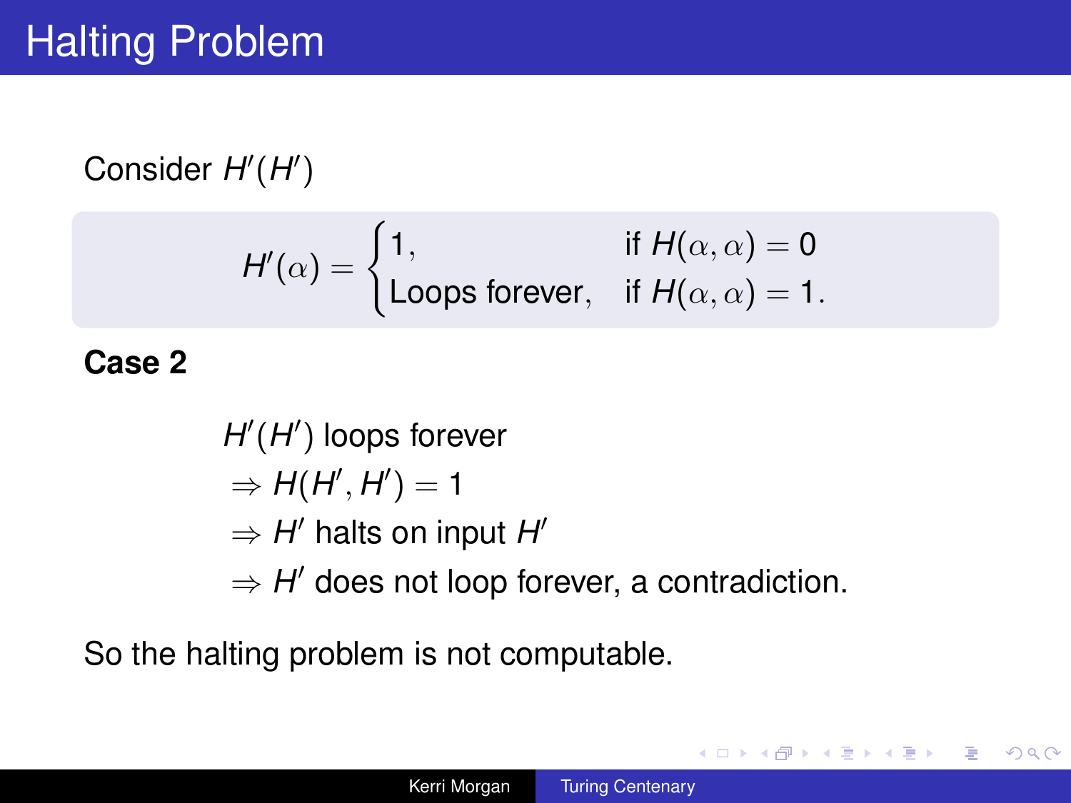# Halting Problem

Consider $H'(H')$

$$H'(\alpha) = \begin{cases} 1, & \text{if } H(\alpha, \alpha) = 0 \\ \text{Loops forever}, & \text{if } H(\alpha, \alpha) = 1. \end{cases}$$

**Case 2**

$H'(H')$ loops forever
$\Rightarrow H(H', H') = 1$
$\Rightarrow H'$ halts on input $H'$
$\Rightarrow H'$ does not loop forever, a contradiction.

So the halting problem is not computable.